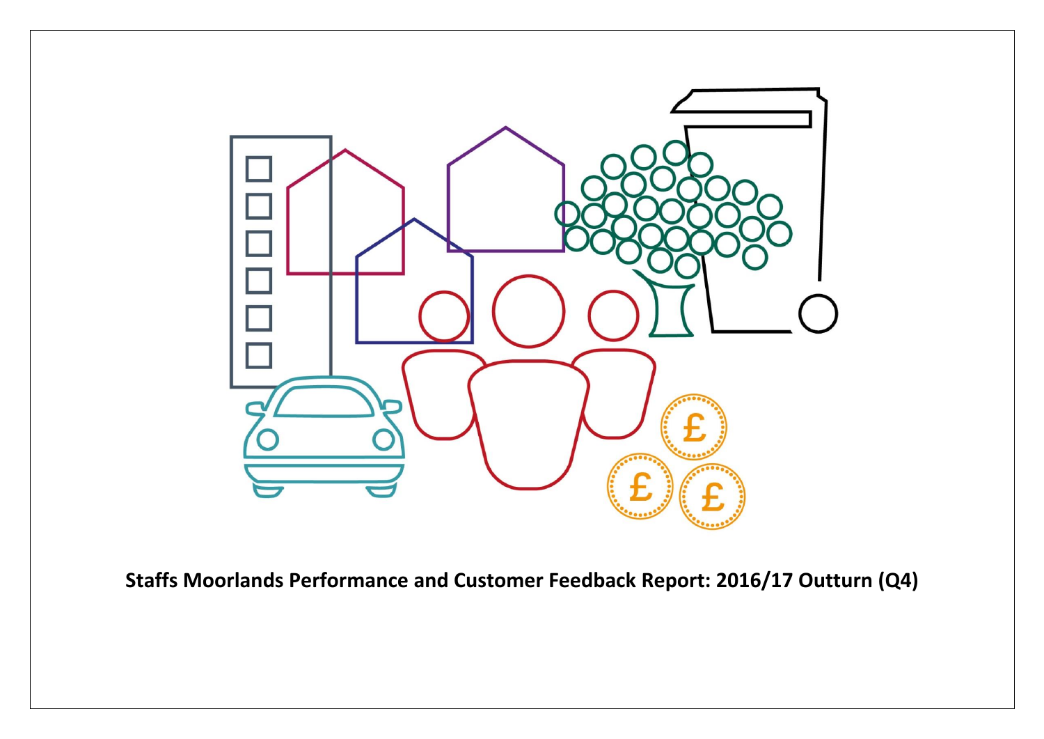# Staffs Moorlands Performance and Customer Feedback Report: 2016/17 Outturn (Q4)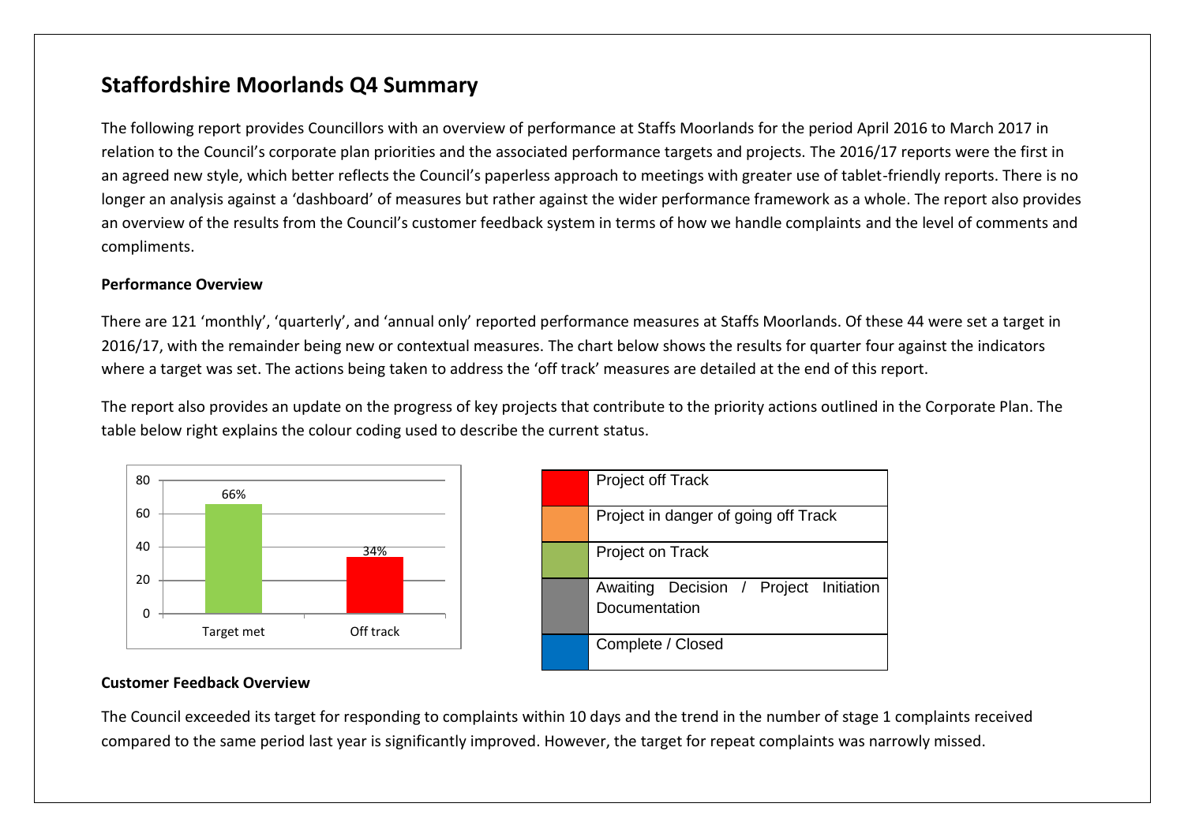# Staffordshire Moorlands Q4 Summary

The following report provides Councillors with an overview of performance at Staffs Moorlands for the period April 2016 to March 2017 in relation to the Council's corporate plan priorities and the associated performance targets and projects. The 2016/17 reports were the first in an agreed new style, which better reflects the Council's paperless approach to meetings with greater use of tablet-friendly reports. There is no longer an analysis against a 'dashboard' of measures but rather against the wider performance framework as a whole. The report also provides an overview of the results from the Council's customer feedback system in terms of how we handle complaints and the level of comments and compliments.

**Performance Overview**

There are 121 'monthly', 'quarterly', and 'annual only' reported performance measures at Staffs Moorlands. Of these 44 were set a target in 2016/17, with the remainder being new or contextual measures. The chart below shows the results for quarter four against the indicators where a target was set. The actions being taken to address the 'off track' measures are detailed at the end of this report.

The report also provides an update on the progress of key projects that contribute to the priority actions outlined in the Corporate Plan. The table below right explains the colour coding used to describe the current status.

| Result | % |
|---|---|
| Target met | 66% |
| Off track | 34% |

| Colour | Status |
|---|---|
| Red | Project off Track |
| Amber | Project in danger of going off Track |
| Green | Project on Track |
| Grey | Awaiting Decision / Project Initiation Documentation |
| Blue | Complete / Closed |

**Customer Feedback Overview**

The Council exceeded its target for responding to complaints within 10 days and the trend in the number of stage 1 complaints received compared to the same period last year is significantly improved. However, the target for repeat complaints was narrowly missed.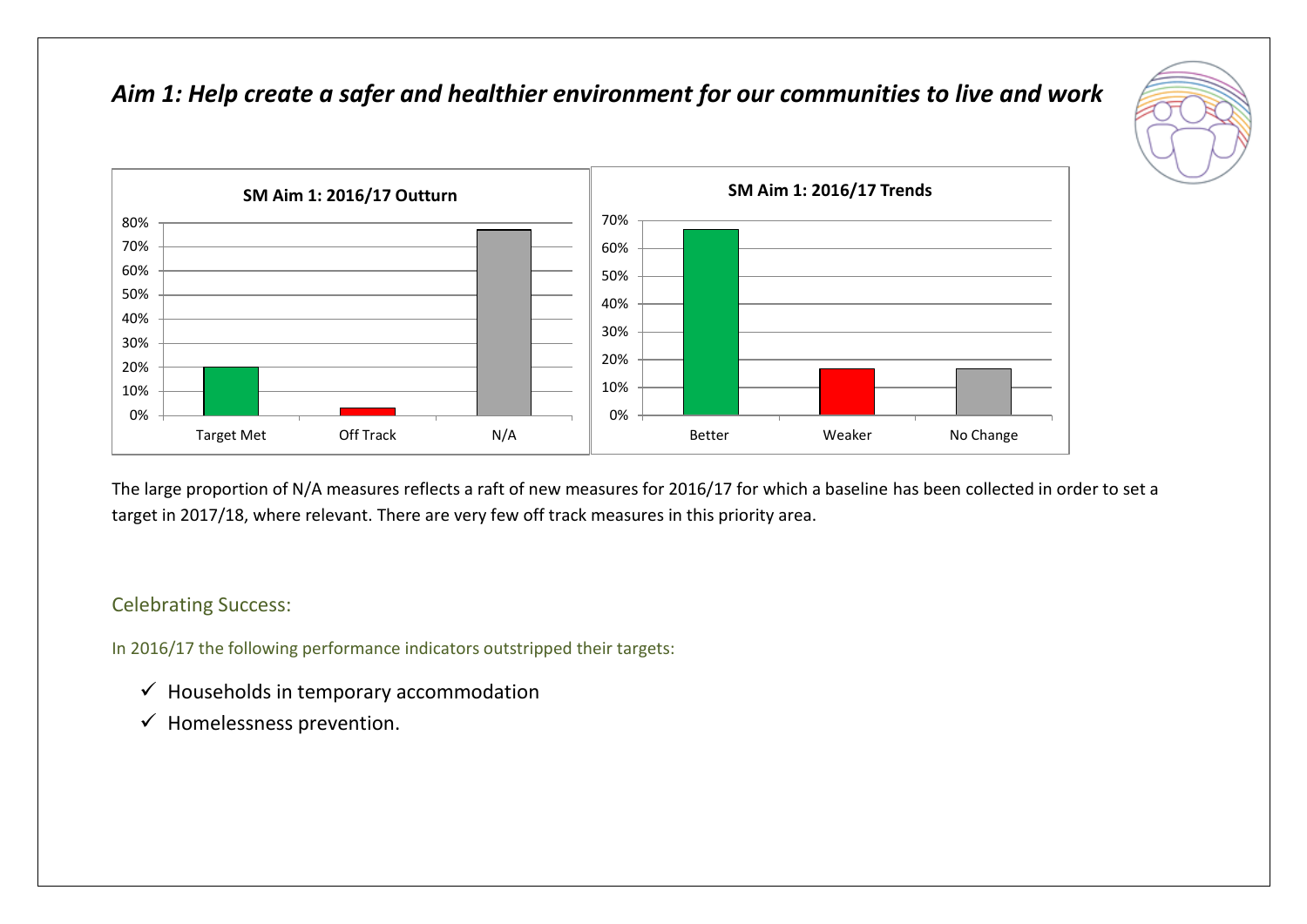## *Aim 1: Help create a safer and healthier environment for our communities to live and work*

The large proportion of N/A measures reflects a raft of new measures for 2016/17 for which a baseline has been collected in order to set a target in 2017/18, where relevant. There are very few off track measures in this priority area.

### Celebrating Success:

In 2016/17 the following performance indicators outstripped their targets:

- ✓ Households in temporary accommodation
- ✓ Homelessness prevention.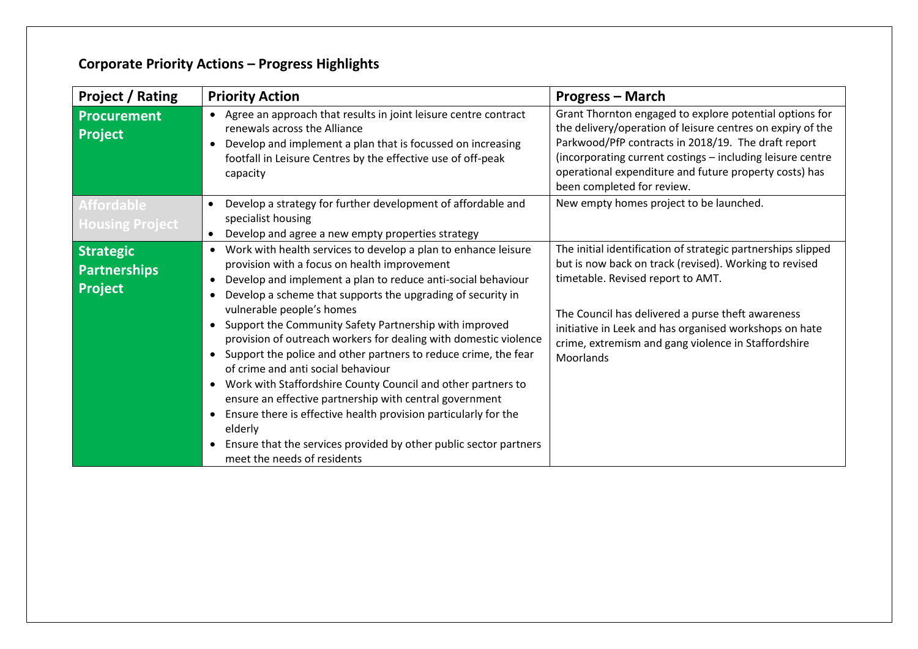## Corporate Priority Actions – Progress Highlights

| Project / Rating | Priority Action | Progress – March |
|---|---|---|
| **Procurement Project** | • Agree an approach that results in joint leisure centre contract renewals across the Alliance<br>• Develop and implement a plan that is focussed on increasing footfall in Leisure Centres by the effective use of off-peak capacity | Grant Thornton engaged to explore potential options for the delivery/operation of leisure centres on expiry of the Parkwood/PfP contracts in 2018/19. The draft report (incorporating current costings – including leisure centre operational expenditure and future property costs) has been completed for review. |
| **Affordable Housing Project** | • Develop a strategy for further development of affordable and specialist housing<br>• Develop and agree a new empty properties strategy | New empty homes project to be launched. |
| **Strategic Partnerships Project** | • Work with health services to develop a plan to enhance leisure provision with a focus on health improvement<br>• Develop and implement a plan to reduce anti-social behaviour<br>• Develop a scheme that supports the upgrading of security in vulnerable people's homes<br>• Support the Community Safety Partnership with improved provision of outreach workers for dealing with domestic violence<br>• Support the police and other partners to reduce crime, the fear of crime and anti social behaviour<br>• Work with Staffordshire County Council and other partners to ensure an effective partnership with central government<br>• Ensure there is effective health provision particularly for the elderly<br>• Ensure that the services provided by other public sector partners meet the needs of residents | The initial identification of strategic partnerships slipped but is now back on track (revised). Working to revised timetable. Revised report to AMT.<br><br>The Council has delivered a purse theft awareness initiative in Leek and has organised workshops on hate crime, extremism and gang violence in Staffordshire Moorlands |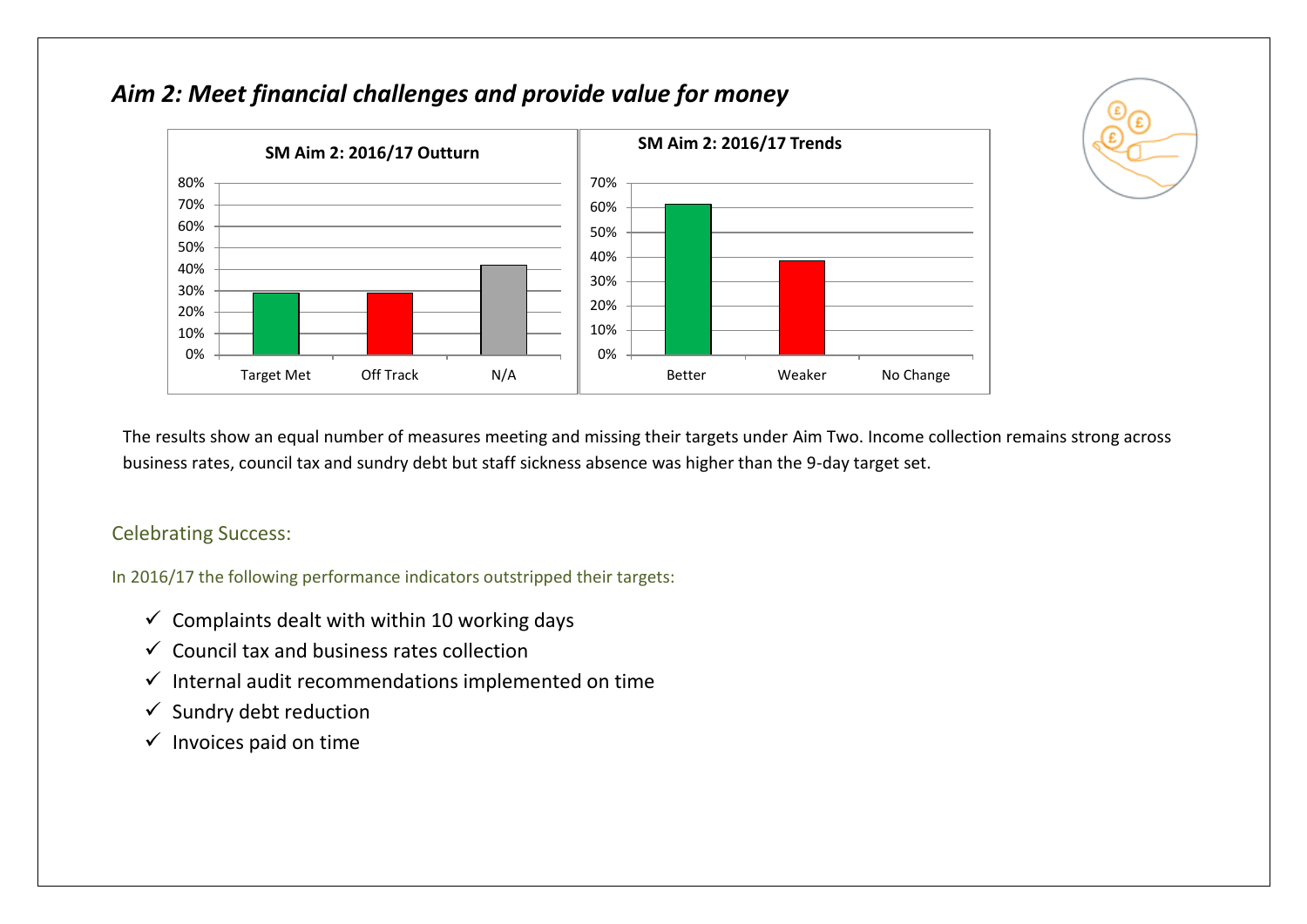## *Aim 2: Meet financial challenges and provide value for money*

The results show an equal number of measures meeting and missing their targets under Aim Two. Income collection remains strong across business rates, council tax and sundry debt but staff sickness absence was higher than the 9-day target set.

### Celebrating Success:

In 2016/17 the following performance indicators outstripped their targets:

- ✓ Complaints dealt with within 10 working days
- ✓ Council tax and business rates collection
- ✓ Internal audit recommendations implemented on time
- ✓ Sundry debt reduction
- ✓ Invoices paid on time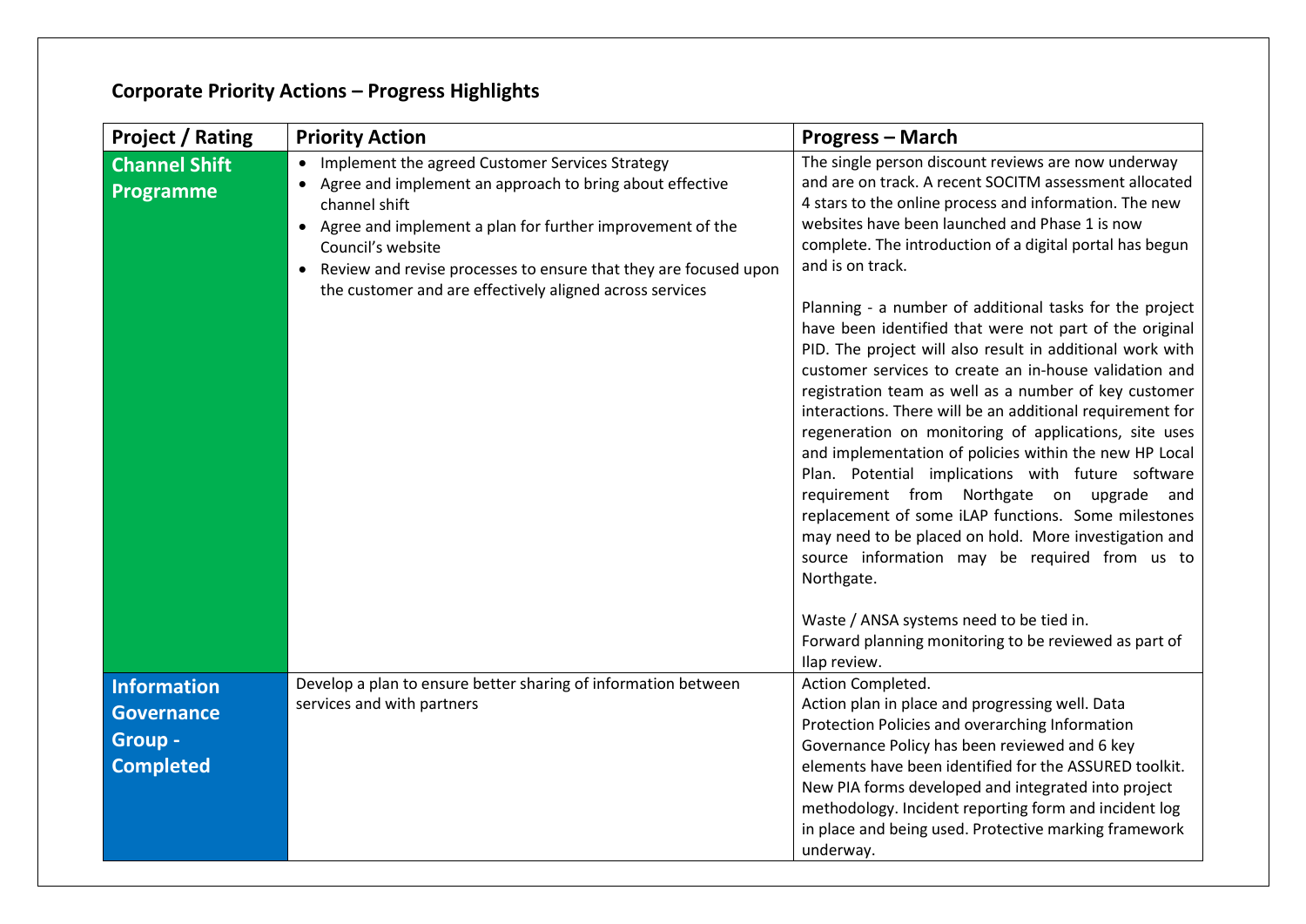## Corporate Priority Actions – Progress Highlights

| Project / Rating | Priority Action | Progress – March |
|---|---|---|
| **Channel Shift Programme** | • Implement the agreed Customer Services Strategy<br>• Agree and implement an approach to bring about effective channel shift<br>• Agree and implement a plan for further improvement of the Council's website<br>• Review and revise processes to ensure that they are focused upon the customer and are effectively aligned across services | The single person discount reviews are now underway and are on track. A recent SOCITM assessment allocated 4 stars to the online process and information. The new websites have been launched and Phase 1 is now complete. The introduction of a digital portal has begun and is on track.<br><br>Planning - a number of additional tasks for the project have been identified that were not part of the original PID. The project will also result in additional work with customer services to create an in-house validation and registration team as well as a number of key customer interactions. There will be an additional requirement for regeneration on monitoring of applications, site uses and implementation of policies within the new HP Local Plan. Potential implications with future software requirement from Northgate on upgrade and replacement of some iLAP functions. Some milestones may need to be placed on hold. More investigation and source information may be required from us to Northgate.<br><br>Waste / ANSA systems need to be tied in.<br>Forward planning monitoring to be reviewed as part of Ilap review. |
| **Information Governance Group - Completed** | Develop a plan to ensure better sharing of information between services and with partners | Action Completed.<br>Action plan in place and progressing well. Data Protection Policies and overarching Information Governance Policy has been reviewed and 6 key elements have been identified for the ASSURED toolkit. New PIA forms developed and integrated into project methodology. Incident reporting form and incident log in place and being used. Protective marking framework underway. |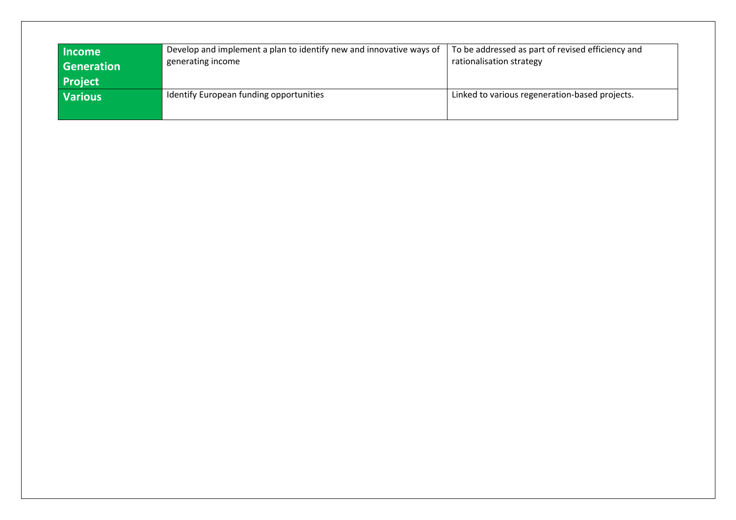| | | |
|---|---|---|
| **Income Generation Project** | Develop and implement a plan to identify new and innovative ways of generating income | To be addressed as part of revised efficiency and rationalisation strategy |
| **Various** | Identify European funding opportunities | Linked to various regeneration-based projects. |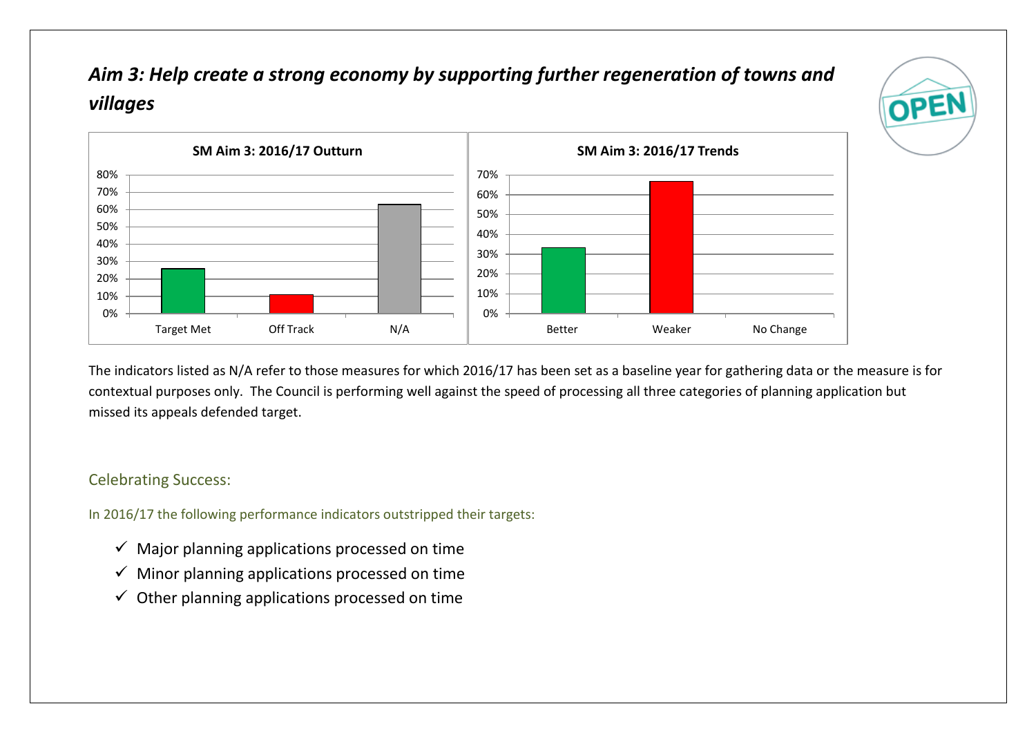## *Aim 3: Help create a strong economy by supporting further regeneration of towns and villages*

**SM Aim 3: 2016/17 Outturn**

| Category | Value |
|---|---|
| Target Met | ~26% |
| Off Track | ~11% |
| N/A | ~63% |

**SM Aim 3: 2016/17 Trends**

| Category | Value |
|---|---|
| Better | ~33% |
| Weaker | ~67% |
| No Change | 0% |

The indicators listed as N/A refer to those measures for which 2016/17 has been set as a baseline year for gathering data or the measure is for contextual purposes only. The Council is performing well against the speed of processing all three categories of planning application but missed its appeals defended target.

### Celebrating Success:

In 2016/17 the following performance indicators outstripped their targets:

- ✓ Major planning applications processed on time
- ✓ Minor planning applications processed on time
- ✓ Other planning applications processed on time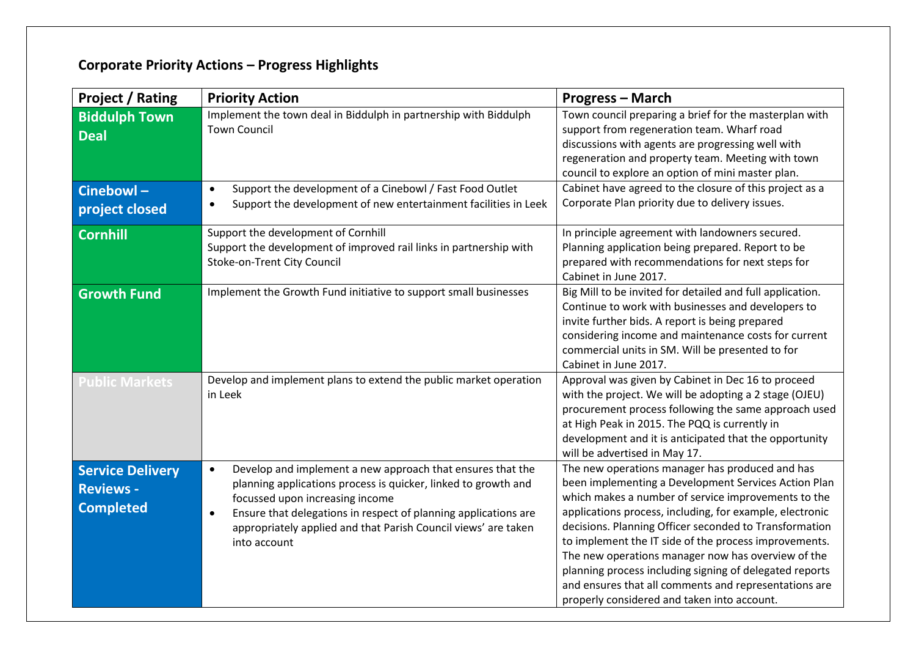## Corporate Priority Actions – Progress Highlights

| Project / Rating | Priority Action | Progress – March |
|---|---|---|
| **Biddulph Town Deal** | Implement the town deal in Biddulph in partnership with Biddulph Town Council | Town council preparing a brief for the masterplan with support from regeneration team. Wharf road discussions with agents are progressing well with regeneration and property team. Meeting with town council to explore an option of mini master plan. |
| **Cinebowl – project closed** | • Support the development of a Cinebowl / Fast Food Outlet<br>• Support the development of new entertainment facilities in Leek | Cabinet have agreed to the closure of this project as a Corporate Plan priority due to delivery issues. |
| **Cornhill** | Support the development of Cornhill<br>Support the development of improved rail links in partnership with Stoke-on-Trent City Council | In principle agreement with landowners secured. Planning application being prepared. Report to be prepared with recommendations for next steps for Cabinet in June 2017. |
| **Growth Fund** | Implement the Growth Fund initiative to support small businesses | Big Mill to be invited for detailed and full application. Continue to work with businesses and developers to invite further bids. A report is being prepared considering income and maintenance costs for current commercial units in SM. Will be presented to for Cabinet in June 2017. |
| **Public Markets** | Develop and implement plans to extend the public market operation in Leek | Approval was given by Cabinet in Dec 16 to proceed with the project. We will be adopting a 2 stage (OJEU) procurement process following the same approach used at High Peak in 2015. The PQQ is currently in development and it is anticipated that the opportunity will be advertised in May 17. |
| **Service Delivery Reviews - Completed** | • Develop and implement a new approach that ensures that the planning applications process is quicker, linked to growth and focussed upon increasing income<br>• Ensure that delegations in respect of planning applications are appropriately applied and that Parish Council views' are taken into account | The new operations manager has produced and has been implementing a Development Services Action Plan which makes a number of service improvements to the applications process, including, for example, electronic decisions. Planning Officer seconded to Transformation to implement the IT side of the process improvements. The new operations manager now has overview of the planning process including signing of delegated reports and ensures that all comments and representations are properly considered and taken into account. |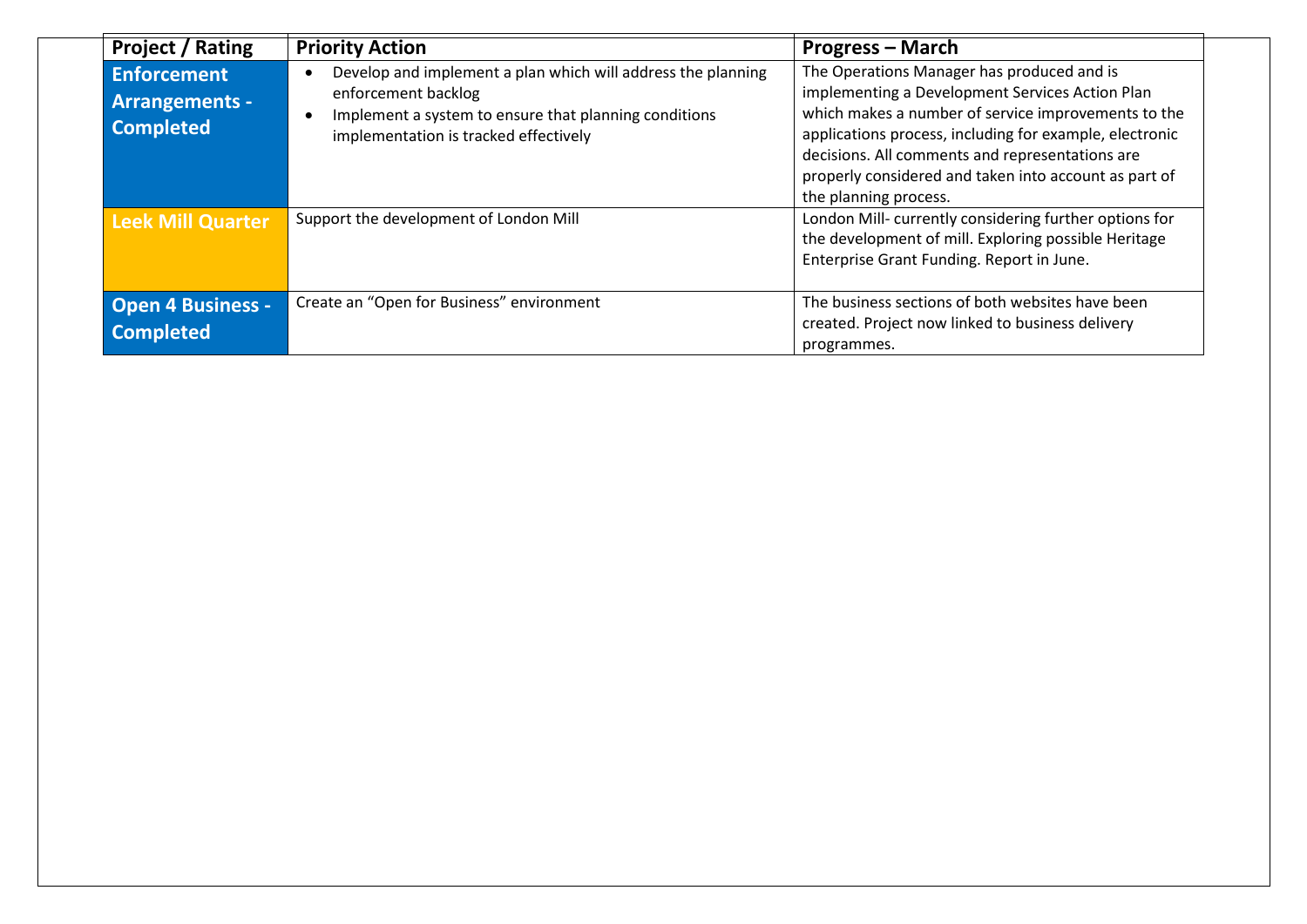| Project / Rating | Priority Action | Progress – March |
|---|---|---|
| **Enforcement Arrangements - Completed** | • Develop and implement a plan which will address the planning enforcement backlog<br>• Implement a system to ensure that planning conditions implementation is tracked effectively | The Operations Manager has produced and is implementing a Development Services Action Plan which makes a number of service improvements to the applications process, including for example, electronic decisions. All comments and representations are properly considered and taken into account as part of the planning process. |
| **Leek Mill Quarter** | Support the development of London Mill | London Mill- currently considering further options for the development of mill. Exploring possible Heritage Enterprise Grant Funding. Report in June. |
| **Open 4 Business - Completed** | Create an "Open for Business" environment | The business sections of both websites have been created. Project now linked to business delivery programmes. |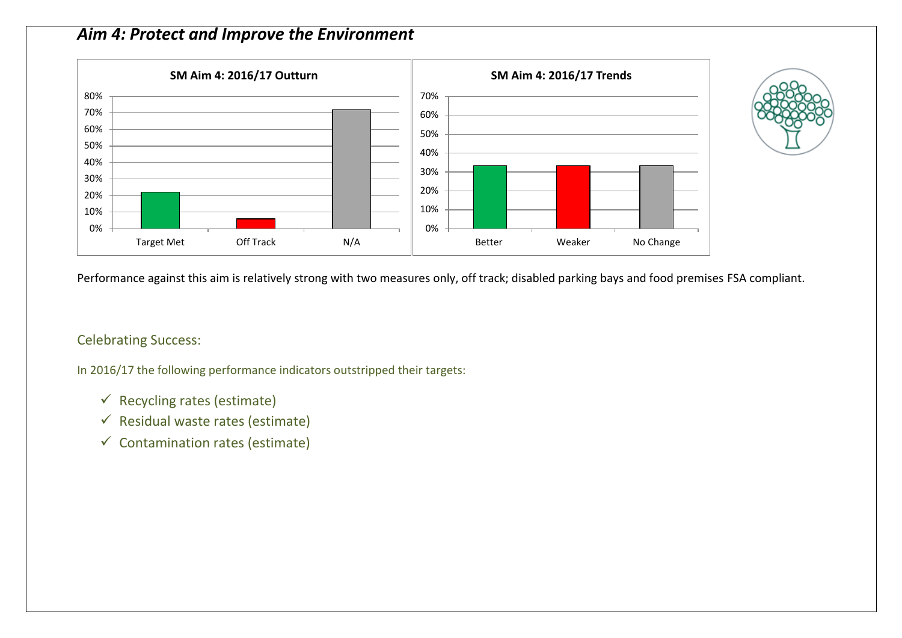## *Aim 4: Protect and Improve the Environment*

**SM Aim 4: 2016/17 Outturn**

| Category | Value |
|---|---|
| Target Met | ~22% |
| Off Track | ~6% |
| N/A | ~72% |

**SM Aim 4: 2016/17 Trends**

| Category | Value |
|---|---|
| Better | ~33% |
| Weaker | ~33% |
| No Change | ~33% |

Performance against this aim is relatively strong with two measures only, off track; disabled parking bays and food premises FSA compliant.

### Celebrating Success:

In 2016/17 the following performance indicators outstripped their targets:

- ✓ Recycling rates (estimate)
- ✓ Residual waste rates (estimate)
- ✓ Contamination rates (estimate)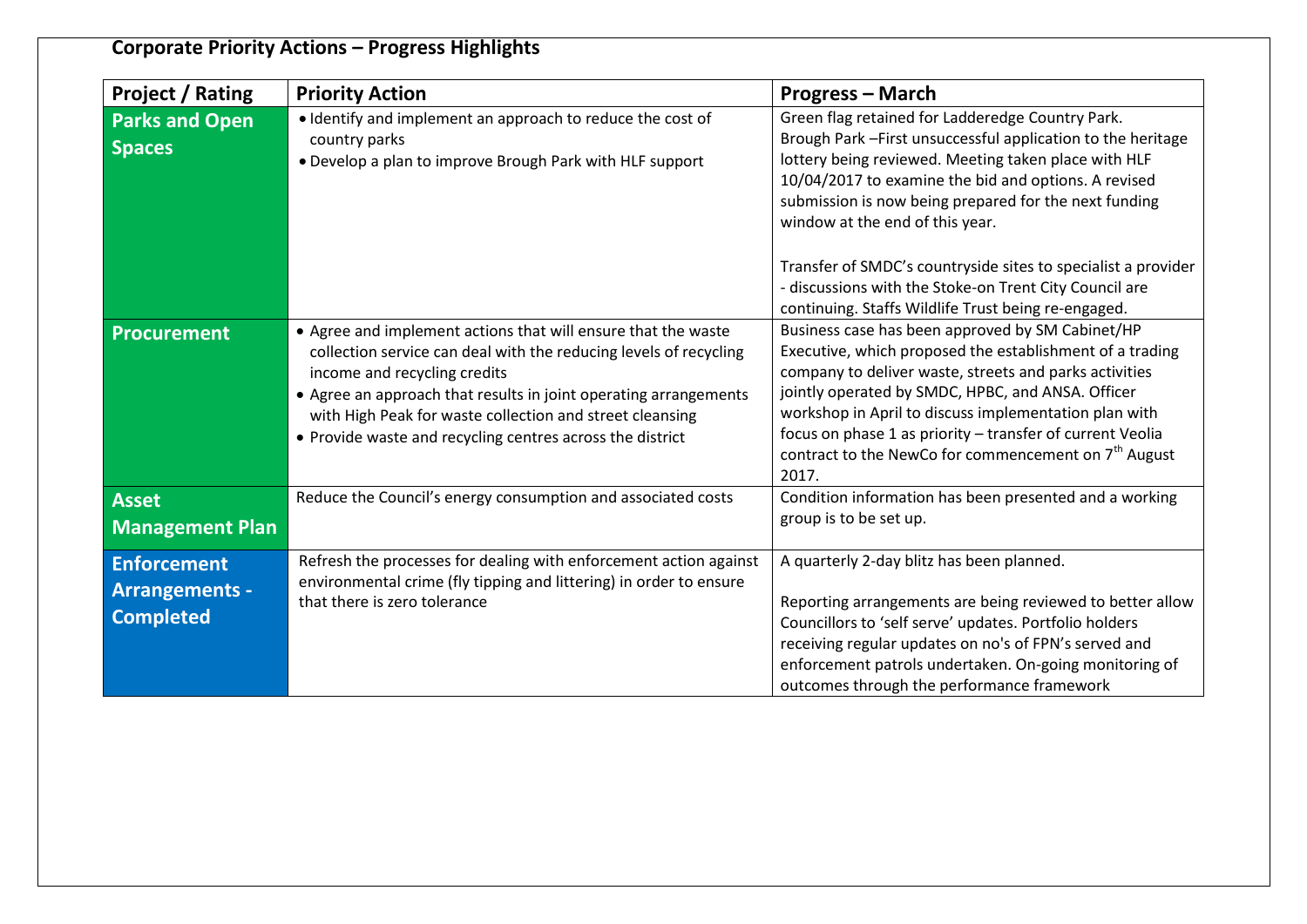## Corporate Priority Actions – Progress Highlights

| Project / Rating | Priority Action | Progress – March |
|---|---|---|
| **Parks and Open Spaces** | • Identify and implement an approach to reduce the cost of country parks<br>• Develop a plan to improve Brough Park with HLF support | Green flag retained for Ladderedge Country Park.<br>Brough Park –First unsuccessful application to the heritage lottery being reviewed. Meeting taken place with HLF 10/04/2017 to examine the bid and options. A revised submission is now being prepared for the next funding window at the end of this year.<br><br>Transfer of SMDC's countryside sites to specialist a provider - discussions with the Stoke-on Trent City Council are continuing. Staffs Wildlife Trust being re-engaged. |
| **Procurement** | • Agree and implement actions that will ensure that the waste collection service can deal with the reducing levels of recycling income and recycling credits<br>• Agree an approach that results in joint operating arrangements with High Peak for waste collection and street cleansing<br>• Provide waste and recycling centres across the district | Business case has been approved by SM Cabinet/HP Executive, which proposed the establishment of a trading company to deliver waste, streets and parks activities jointly operated by SMDC, HPBC, and ANSA. Officer workshop in April to discuss implementation plan with focus on phase 1 as priority – transfer of current Veolia contract to the NewCo for commencement on 7th August 2017. |
| **Asset Management Plan** | Reduce the Council's energy consumption and associated costs | Condition information has been presented and a working group is to be set up. |
| **Enforcement Arrangements - Completed** | Refresh the processes for dealing with enforcement action against environmental crime (fly tipping and littering) in order to ensure that there is zero tolerance | A quarterly 2-day blitz has been planned.<br><br>Reporting arrangements are being reviewed to better allow Councillors to 'self serve' updates. Portfolio holders receiving regular updates on no's of FPN's served and enforcement patrols undertaken. On-going monitoring of outcomes through the performance framework |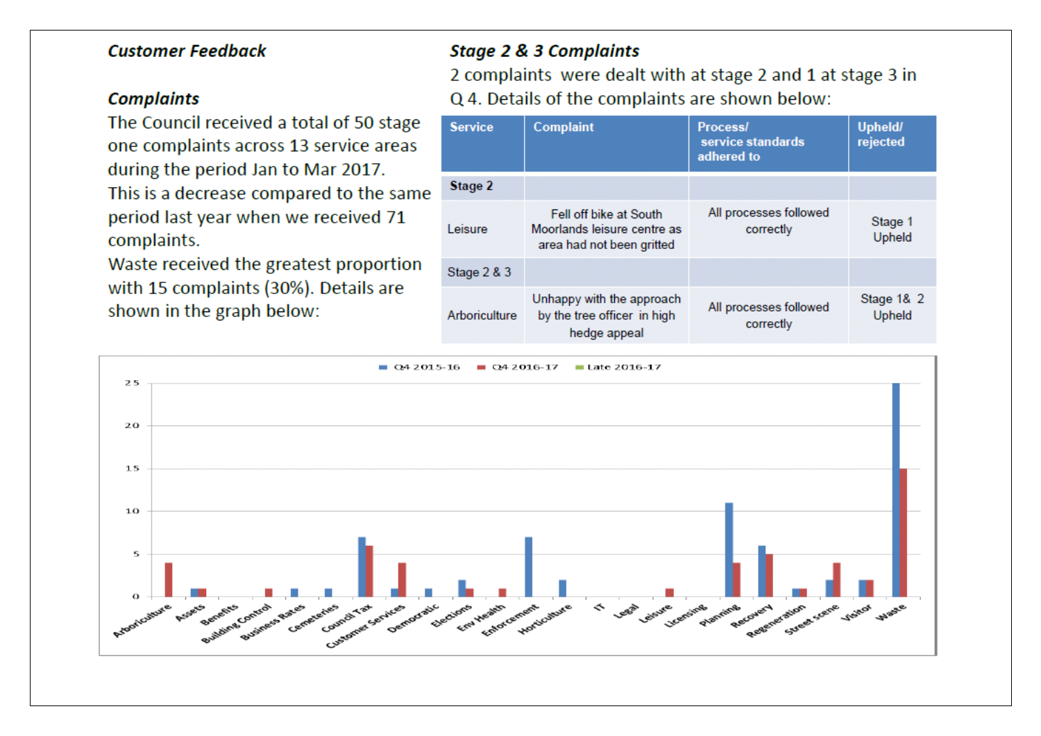## *Customer Feedback*

### *Complaints*

The Council received a total of 50 stage one complaints across 13 service areas during the period Jan to Mar 2017.

This is a decrease compared to the same period last year when we received 71 complaints.

Waste received the greatest proportion with 15 complaints (30%). Details are shown in the graph below:

### *Stage 2 & 3 Complaints*

2 complaints were dealt with at stage 2 and 1 at stage 3 in Q 4. Details of the complaints are shown below:

| Service | Complaint | Process/ service standards adhered to | Upheld/ rejected |
|---|---|---|---|
| **Stage 2** | | | |
| Leisure | Fell off bike at South Moorlands leisure centre as area had not been gritted | All processes followed correctly | Stage 1 Upheld |
| Stage 2 & 3 | | | |
| Arboriculture | Unhappy with the approach by the tree officer in high hedge appeal | All processes followed correctly | Stage 1& 2 Upheld |

| Service | Q4 2015-16 | Q4 2016-17 | Late 2016-17 |
|---|---|---|---|
| Arboriculture | 0 | 4 | |
| Assets | 1 | 1 | |
| Benefits | 0 | 0 | |
| Building Control | 0 | 1 | |
| Business Rates | 1 | 0 | |
| Cemeteries | 1 | 0 | |
| Council Tax | 7 | 6 | |
| Customer Services | 1 | 4 | |
| Democratic | 1 | 0 | |
| Elections | 2 | 1 | |
| Env Health | 0 | 1 | |
| Enforcement | 7 | 0 | |
| Horticulture | 2 | 0 | |
| IT | 0 | 0 | |
| Legal | 0 | 0 | |
| Leisure | 0 | 1 | |
| Licensing | 0 | 0 | |
| Planning | 11 | 4 | |
| Recovery | 6 | 5 | |
| Regeneration | 1 | 1 | |
| Street scene | 2 | 4 | |
| Visitor | 2 | 2 | |
| Waste | 25 | 15 | |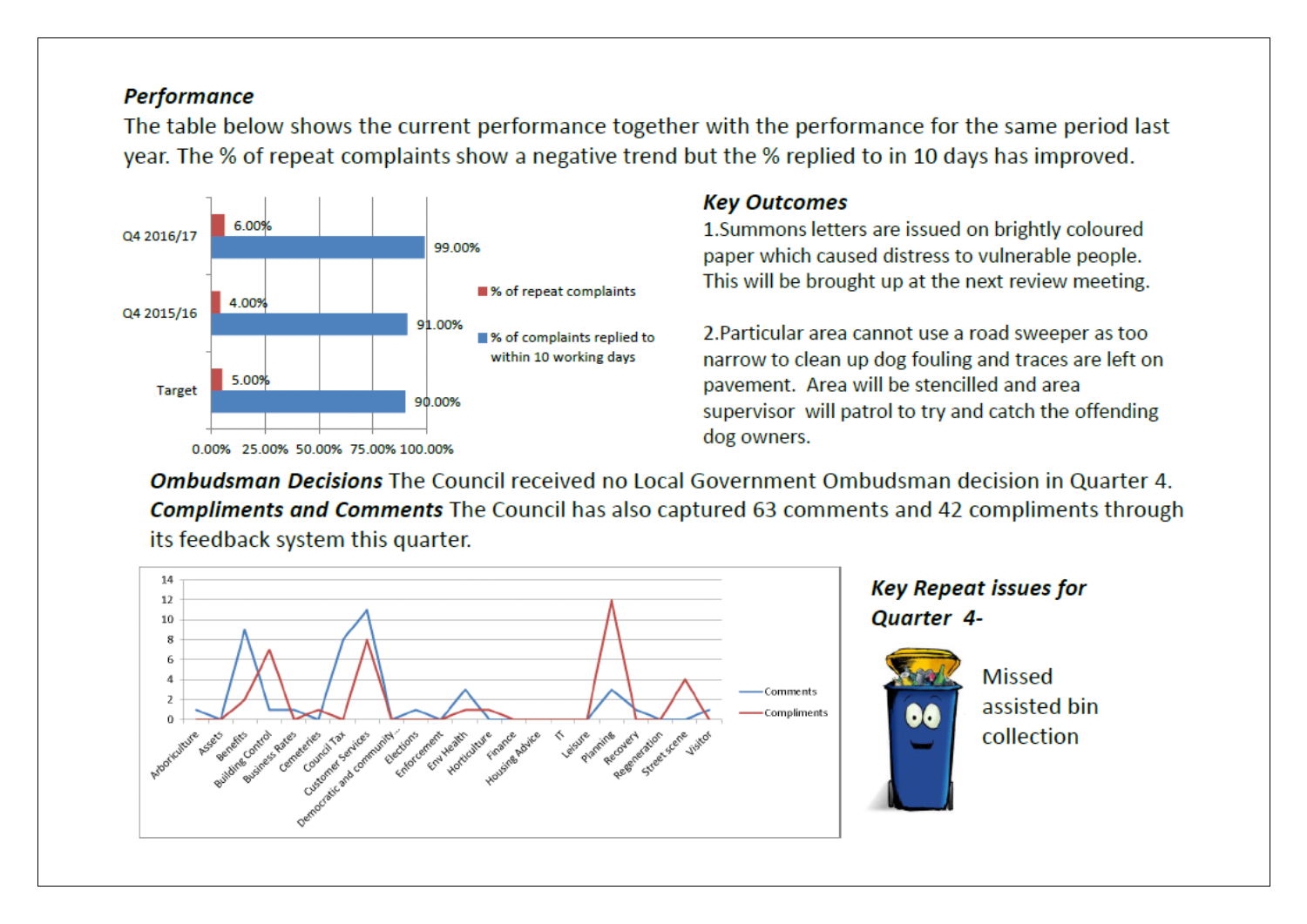***Performance***

The table below shows the current performance together with the performance for the same period last year. The % of repeat complaints show a negative trend but the % replied to in 10 days has improved.

| | % of repeat complaints | % of complaints replied to within 10 working days |
|---|---|---|
| Q4 2016/17 | 6.00% | 99.00% |
| Q4 2015/16 | 4.00% | 91.00% |
| Target | 5.00% | 90.00% |

***Key Outcomes***

1. Summons letters are issued on brightly coloured paper which caused distress to vulnerable people. This will be brought up at the next review meeting.

2. Particular area cannot use a road sweeper as too narrow to clean up dog fouling and traces are left on pavement. Area will be stencilled and area supervisor will patrol to try and catch the offending dog owners.

***Ombudsman Decisions*** The Council received no Local Government Ombudsman decision in Quarter 4.

***Compliments and Comments*** The Council has also captured 63 comments and 42 compliments through its feedback system this quarter.

***Key Repeat issues for Quarter 4-***

Missed assisted bin collection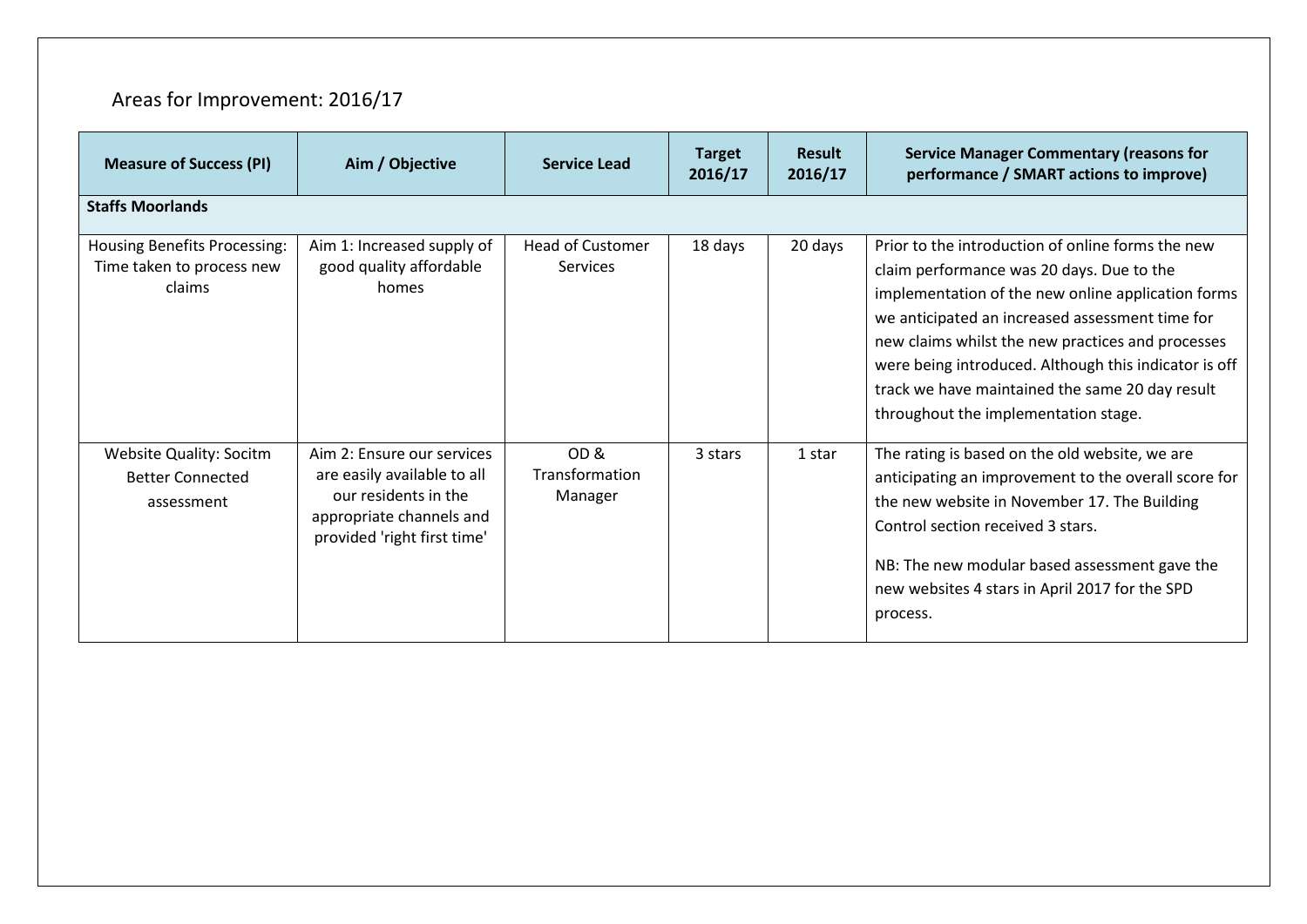## Areas for Improvement: 2016/17

| Measure of Success (PI) | Aim / Objective | Service Lead | Target 2016/17 | Result 2016/17 | Service Manager Commentary (reasons for performance / SMART actions to improve) |
|---|---|---|---|---|---|
| **Staffs Moorlands** | | | | | |
| Housing Benefits Processing: Time taken to process new claims | Aim 1: Increased supply of good quality affordable homes | Head of Customer Services | 18 days | 20 days | Prior to the introduction of online forms the new claim performance was 20 days. Due to the implementation of the new online application forms we anticipated an increased assessment time for new claims whilst the new practices and processes were being introduced. Although this indicator is off track we have maintained the same 20 day result throughout the implementation stage. |
| Website Quality: Socitm Better Connected assessment | Aim 2: Ensure our services are easily available to all our residents in the appropriate channels and provided 'right first time' | OD & Transformation Manager | 3 stars | 1 star | The rating is based on the old website, we are anticipating an improvement to the overall score for the new website in November 17. The Building Control section received 3 stars.<br><br>NB: The new modular based assessment gave the new websites 4 stars in April 2017 for the SPD process. |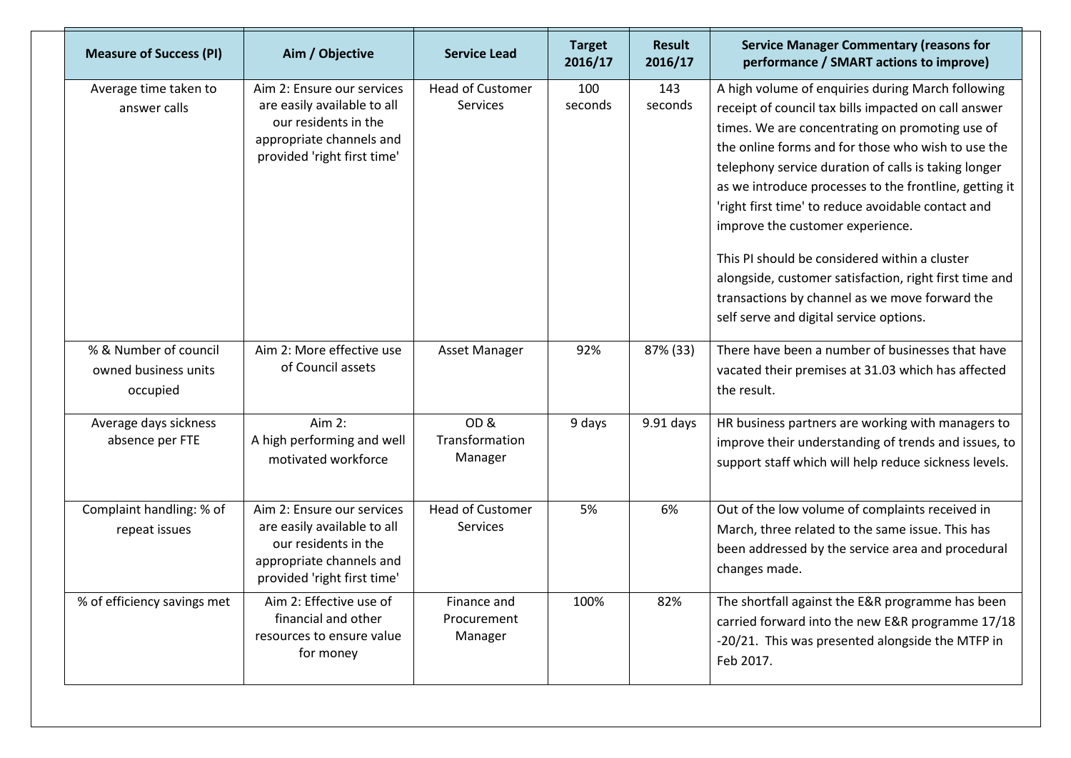| Measure of Success (PI) | Aim / Objective | Service Lead | Target 2016/17 | Result 2016/17 | Service Manager Commentary (reasons for performance / SMART actions to improve) |
|---|---|---|---|---|---|
| Average time taken to answer calls | Aim 2: Ensure our services are easily available to all our residents in the appropriate channels and provided 'right first time' | Head of Customer Services | 100 seconds | 143 seconds | A high volume of enquiries during March following receipt of council tax bills impacted on call answer times. We are concentrating on promoting use of the online forms and for those who wish to use the telephony service duration of calls is taking longer as we introduce processes to the frontline, getting it 'right first time' to reduce avoidable contact and improve the customer experience.<br><br>This PI should be considered within a cluster alongside, customer satisfaction, right first time and transactions by channel as we move forward the self serve and digital service options. |
| % & Number of council owned business units occupied | Aim 2: More effective use of Council assets | Asset Manager | 92% | 87% (33) | There have been a number of businesses that have vacated their premises at 31.03 which has affected the result. |
| Average days sickness absence per FTE | Aim 2: A high performing and well motivated workforce | OD & Transformation Manager | 9 days | 9.91 days | HR business partners are working with managers to improve their understanding of trends and issues, to support staff which will help reduce sickness levels. |
| Complaint handling: % of repeat issues | Aim 2: Ensure our services are easily available to all our residents in the appropriate channels and provided 'right first time' | Head of Customer Services | 5% | 6% | Out of the low volume of complaints received in March, three related to the same issue. This has been addressed by the service area and procedural changes made. |
| % of efficiency savings met | Aim 2: Effective use of financial and other resources to ensure value for money | Finance and Procurement Manager | 100% | 82% | The shortfall against the E&R programme has been carried forward into the new E&R programme 17/18 -20/21. This was presented alongside the MTFP in Feb 2017. |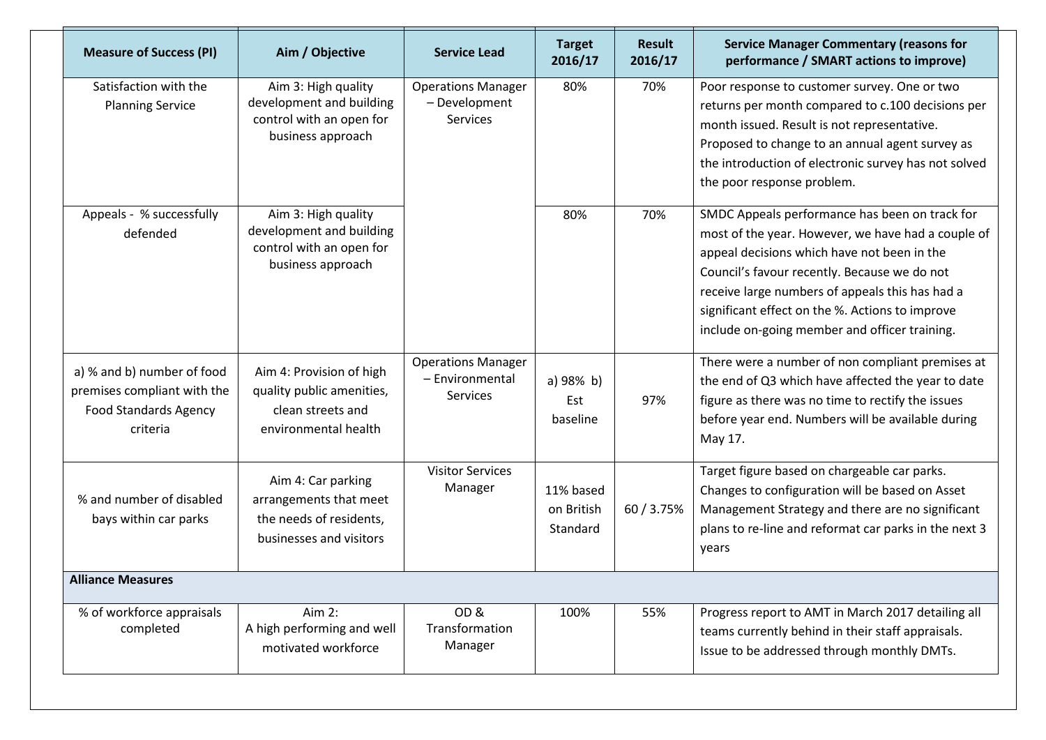| Measure of Success (PI) | Aim / Objective | Service Lead | Target 2016/17 | Result 2016/17 | Service Manager Commentary (reasons for performance / SMART actions to improve) |
|---|---|---|---|---|---|
| Satisfaction with the Planning Service | Aim 3: High quality development and building control with an open for business approach | Operations Manager – Development Services | 80% | 70% | Poor response to customer survey. One or two returns per month compared to c.100 decisions per month issued. Result is not representative. Proposed to change to an annual agent survey as the introduction of electronic survey has not solved the poor response problem. |
| Appeals - % successfully defended | Aim 3: High quality development and building control with an open for business approach | | 80% | 70% | SMDC Appeals performance has been on track for most of the year. However, we have had a couple of appeal decisions which have not been in the Council's favour recently. Because we do not receive large numbers of appeals this has had a significant effect on the %. Actions to improve include on-going member and officer training. |
| a) % and b) number of food premises compliant with the Food Standards Agency criteria | Aim 4: Provision of high quality public amenities, clean streets and environmental health | Operations Manager – Environmental Services | a) 98% b) Est baseline | 97% | There were a number of non compliant premises at the end of Q3 which have affected the year to date figure as there was no time to rectify the issues before year end. Numbers will be available during May 17. |
| % and number of disabled bays within car parks | Aim 4: Car parking arrangements that meet the needs of residents, businesses and visitors | Visitor Services Manager | 11% based on British Standard | 60 / 3.75% | Target figure based on chargeable car parks. Changes to configuration will be based on Asset Management Strategy and there are no significant plans to re-line and reformat car parks in the next 3 years |
| **Alliance Measures** | | | | | |
| % of workforce appraisals completed | Aim 2: A high performing and well motivated workforce | OD & Transformation Manager | 100% | 55% | Progress report to AMT in March 2017 detailing all teams currently behind in their staff appraisals. Issue to be addressed through monthly DMTs. |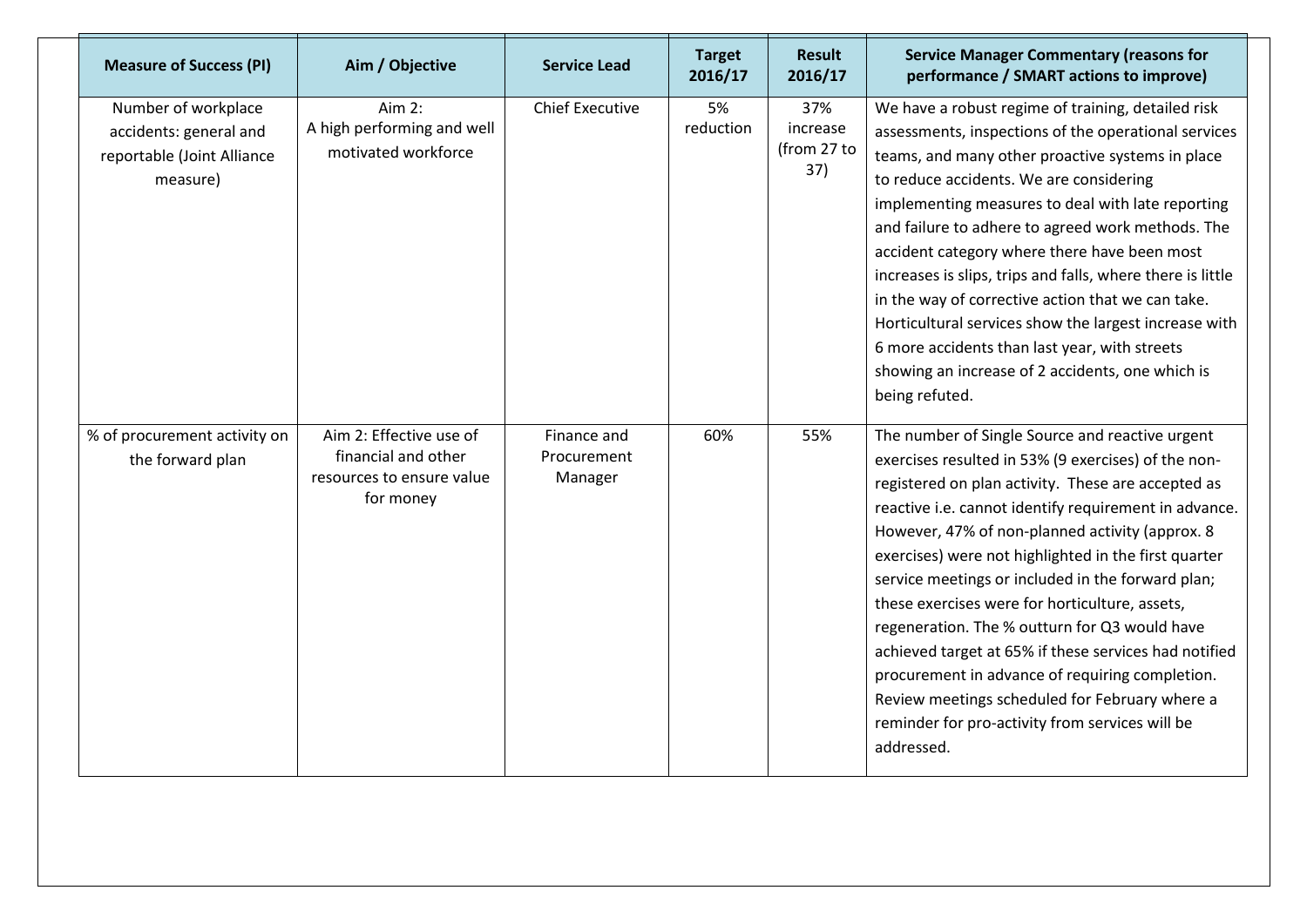| Measure of Success (PI) | Aim / Objective | Service Lead | Target 2016/17 | Result 2016/17 | Service Manager Commentary (reasons for performance / SMART actions to improve) |
|---|---|---|---|---|---|
| Number of workplace accidents: general and reportable (Joint Alliance measure) | Aim 2: A high performing and well motivated workforce | Chief Executive | 5% reduction | 37% increase (from 27 to 37) | We have a robust regime of training, detailed risk assessments, inspections of the operational services teams, and many other proactive systems in place to reduce accidents. We are considering implementing measures to deal with late reporting and failure to adhere to agreed work methods. The accident category where there have been most increases is slips, trips and falls, where there is little in the way of corrective action that we can take. Horticultural services show the largest increase with 6 more accidents than last year, with streets showing an increase of 2 accidents, one which is being refuted. |
| % of procurement activity on the forward plan | Aim 2: Effective use of financial and other resources to ensure value for money | Finance and Procurement Manager | 60% | 55% | The number of Single Source and reactive urgent exercises resulted in 53% (9 exercises) of the non-registered on plan activity. These are accepted as reactive i.e. cannot identify requirement in advance. However, 47% of non-planned activity (approx. 8 exercises) were not highlighted in the first quarter service meetings or included in the forward plan; these exercises were for horticulture, assets, regeneration. The % outturn for Q3 would have achieved target at 65% if these services had notified procurement in advance of requiring completion. Review meetings scheduled for February where a reminder for pro-activity from services will be addressed. |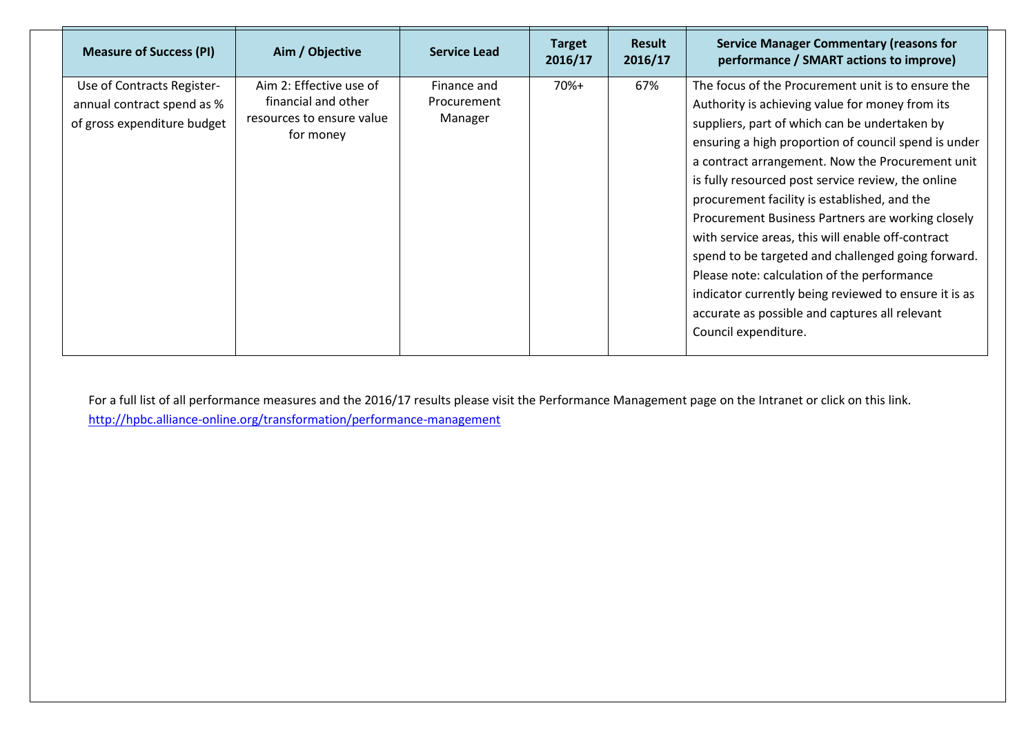| Measure of Success (PI) | Aim / Objective | Service Lead | Target 2016/17 | Result 2016/17 | Service Manager Commentary (reasons for performance / SMART actions to improve) |
| --- | --- | --- | --- | --- | --- |
| Use of Contracts Register-annual contract spend as % of gross expenditure budget | Aim 2: Effective use of financial and other resources to ensure value for money | Finance and Procurement Manager | 70%+ | 67% | The focus of the Procurement unit is to ensure the Authority is achieving value for money from its suppliers, part of which can be undertaken by ensuring a high proportion of council spend is under a contract arrangement. Now the Procurement unit is fully resourced post service review, the online procurement facility is established, and the Procurement Business Partners are working closely with service areas, this will enable off-contract spend to be targeted and challenged going forward. Please note: calculation of the performance indicator currently being reviewed to ensure it is as accurate as possible and captures all relevant Council expenditure. |

For a full list of all performance measures and the 2016/17 results please visit the Performance Management page on the Intranet or click on this link.
http://hpbc.alliance-online.org/transformation/performance-management